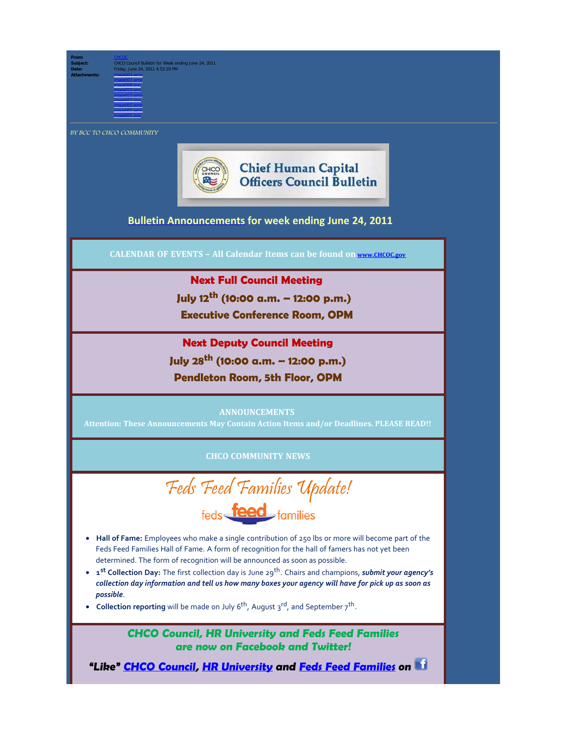**From:** CHCOC
**Subject:** CHCO Council Bulletin for Week ending June 24, 2011
**Date:** Friday, June 24, 2011 4:53:19 PM
**Attachments:** image004.wmz
image007.wmz
image008.png
image012.png
image010.wmz
image011.png
image002.wmz
image001.wmz
image003.png

*BY BCC TO CHCO COMMUNITY*

# Chief Human Capital Officers Council Bulletin

## Bulletin Announcements for week ending June 24, 2011

**CALENDAR OF EVENTS – All Calendar Items can be found on www.CHCOC.gov**

**Next Full Council Meeting**
**July 12th (10:00 a.m. – 12:00 p.m.)**
**Executive Conference Room, OPM**

**Next Deputy Council Meeting**
**July 28th (10:00 a.m. – 12:00 p.m.)**
**Pendleton Room, 5th Floor, OPM**

**ANNOUNCEMENTS**
**Attention: These Announcements May Contain Action Items and/or Deadlines. PLEASE READ!!**

**CHCO COMMUNITY NEWS**

## Feds Feed Families Update!

feds feed families

- **Hall of Fame:** Employees who make a single contribution of 250 lbs or more will become part of the Feds Feed Families Hall of Fame. A form of recognition for the hall of famers has not yet been determined. The form of recognition will be announced as soon as possible.
- **1st Collection Day:** The first collection day is June 29th. Chairs and champions, ***submit your agency's*** *collection day information and tell us how many boxes your agency will have for pick up as soon as possible*.
- **Collection reporting** will be made on July 6th, August 3rd, and September 7th.

***CHCO Council, HR University and Feds Feed Families are now on Facebook and Twitter!***

***"Like" CHCO Council, HR University and Feds Feed Families on***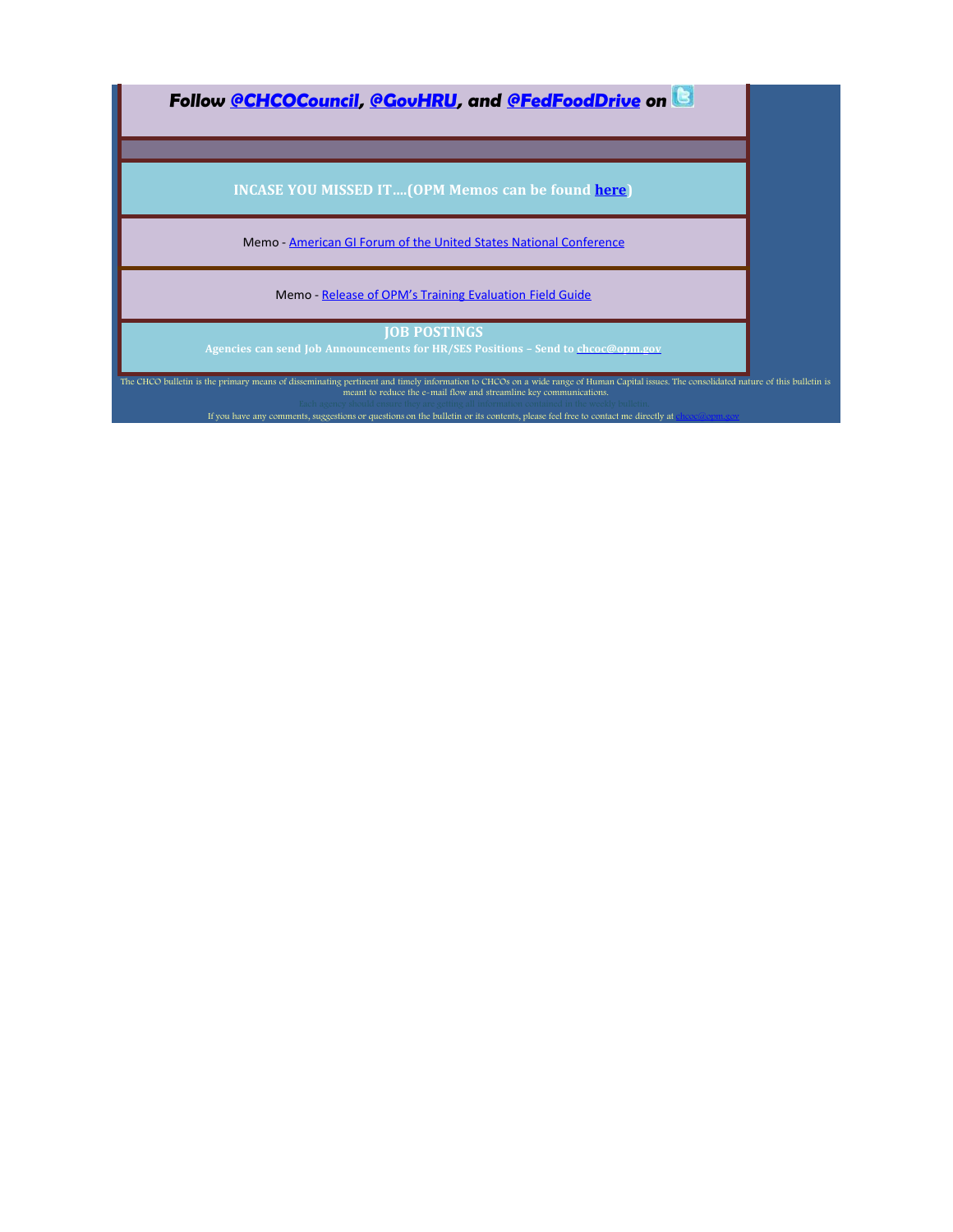***Follow @CHCOCouncil, @GovHRU, and @FedFoodDrive on***

**INCASE YOU MISSED IT….(OPM Memos can be found here)**

Memo - American GI Forum of the United States National Conference

Memo - Release of OPM's Training Evaluation Field Guide

**JOB POSTINGS**

**Agencies can send Job Announcements for HR/SES Positions – Send to chcoc@opm.gov**

The CHCO bulletin is the primary means of disseminating pertinent and timely information to CHCOs on a wide range of Human Capital issues. The consolidated nature of this bulletin is meant to reduce the e-mail flow and streamline key communications.

Each agency should ensure they are getting all information contained in the weekly bulletin.

If you have any comments, suggestions or questions on the bulletin or its contents, please feel free to contact me directly at chcoc@opm.gov